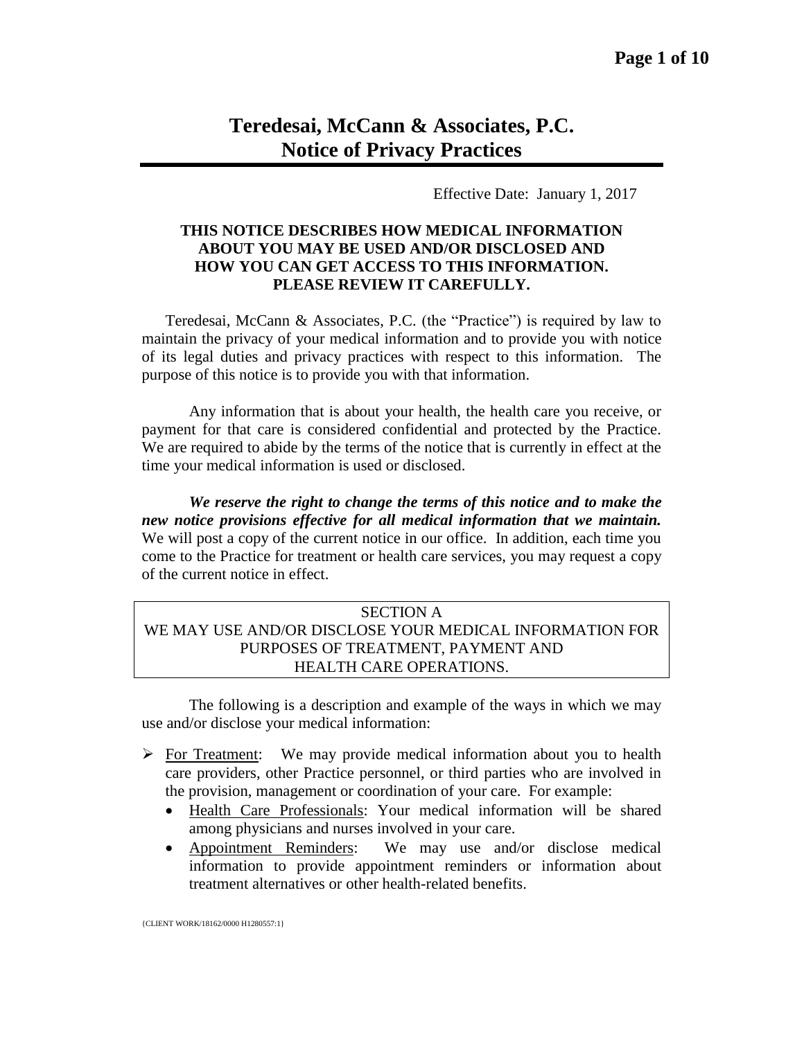# Teredesai, McCann & Associates, P.C.
# Notice of Privacy Practices

Effective Date: January 1, 2017

**THIS NOTICE DESCRIBES HOW MEDICAL INFORMATION ABOUT YOU MAY BE USED AND/OR DISCLOSED AND HOW YOU CAN GET ACCESS TO THIS INFORMATION. PLEASE REVIEW IT CAREFULLY.**

Teredesai, McCann & Associates, P.C. (the "Practice") is required by law to maintain the privacy of your medical information and to provide you with notice of its legal duties and privacy practices with respect to this information. The purpose of this notice is to provide you with that information.

Any information that is about your health, the health care you receive, or payment for that care is considered confidential and protected by the Practice. We are required to abide by the terms of the notice that is currently in effect at the time your medical information is used or disclosed.

***We reserve the right to change the terms of this notice and to make the new notice provisions effective for all medical information that we maintain.*** We will post a copy of the current notice in our office. In addition, each time you come to the Practice for treatment or health care services, you may request a copy of the current notice in effect.

## SECTION A
## WE MAY USE AND/OR DISCLOSE YOUR MEDICAL INFORMATION FOR PURPOSES OF TREATMENT, PAYMENT AND HEALTH CARE OPERATIONS.

The following is a description and example of the ways in which we may use and/or disclose your medical information:

- For Treatment: We may provide medical information about you to health care providers, other Practice personnel, or third parties who are involved in the provision, management or coordination of your care. For example:
  - Health Care Professionals: Your medical information will be shared among physicians and nurses involved in your care.
  - Appointment Reminders: We may use and/or disclose medical information to provide appointment reminders or information about treatment alternatives or other health-related benefits.

{CLIENT WORK/18162/0000 H1280557:1}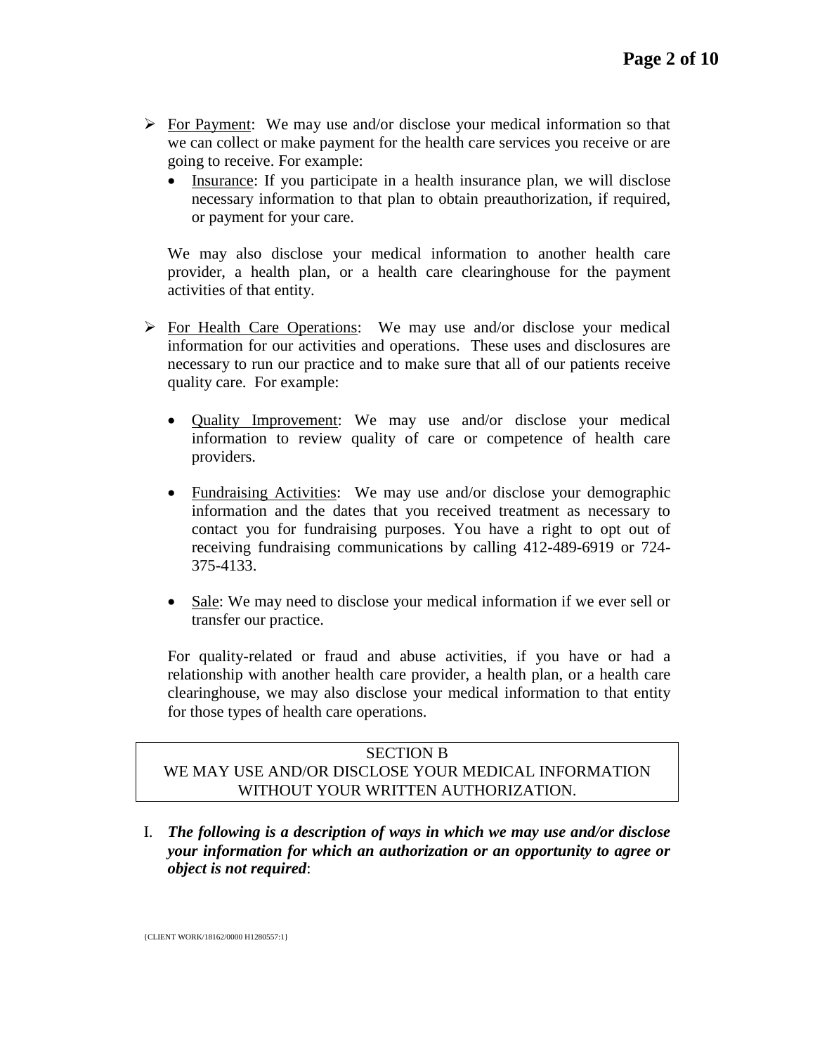- For Payment: We may use and/or disclose your medical information so that we can collect or make payment for the health care services you receive or are going to receive. For example:
  - Insurance: If you participate in a health insurance plan, we will disclose necessary information to that plan to obtain preauthorization, if required, or payment for your care.

  We may also disclose your medical information to another health care provider, a health plan, or a health care clearinghouse for the payment activities of that entity.

- For Health Care Operations: We may use and/or disclose your medical information for our activities and operations. These uses and disclosures are necessary to run our practice and to make sure that all of our patients receive quality care. For example:

  - Quality Improvement: We may use and/or disclose your medical information to review quality of care or competence of health care providers.

  - Fundraising Activities: We may use and/or disclose your demographic information and the dates that you received treatment as necessary to contact you for fundraising purposes. You have a right to opt out of receiving fundraising communications by calling 412-489-6919 or 724-375-4133.

  - Sale: We may need to disclose your medical information if we ever sell or transfer our practice.

  For quality-related or fraud and abuse activities, if you have or had a relationship with another health care provider, a health plan, or a health care clearinghouse, we may also disclose your medical information to that entity for those types of health care operations.

## SECTION B
## WE MAY USE AND/OR DISCLOSE YOUR MEDICAL INFORMATION WITHOUT YOUR WRITTEN AUTHORIZATION.

I. ***The following is a description of ways in which we may use and/or disclose your information for which an authorization or an opportunity to agree or object is not required***:

{CLIENT WORK/18162/0000 H1280557:1}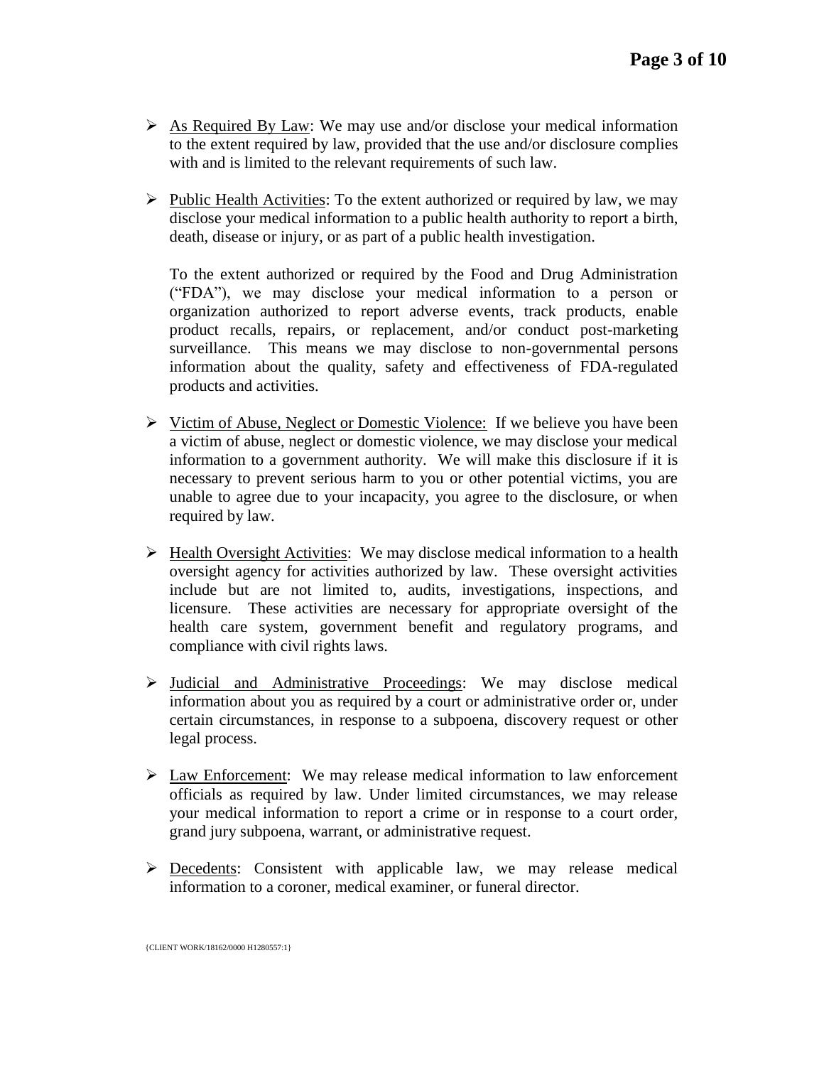- As Required By Law: We may use and/or disclose your medical information to the extent required by law, provided that the use and/or disclosure complies with and is limited to the relevant requirements of such law.

- Public Health Activities: To the extent authorized or required by law, we may disclose your medical information to a public health authority to report a birth, death, disease or injury, or as part of a public health investigation.

  To the extent authorized or required by the Food and Drug Administration ("FDA"), we may disclose your medical information to a person or organization authorized to report adverse events, track products, enable product recalls, repairs, or replacement, and/or conduct post-marketing surveillance. This means we may disclose to non-governmental persons information about the quality, safety and effectiveness of FDA-regulated products and activities.

- Victim of Abuse, Neglect or Domestic Violence: If we believe you have been a victim of abuse, neglect or domestic violence, we may disclose your medical information to a government authority. We will make this disclosure if it is necessary to prevent serious harm to you or other potential victims, you are unable to agree due to your incapacity, you agree to the disclosure, or when required by law.

- Health Oversight Activities: We may disclose medical information to a health oversight agency for activities authorized by law. These oversight activities include but are not limited to, audits, investigations, inspections, and licensure. These activities are necessary for appropriate oversight of the health care system, government benefit and regulatory programs, and compliance with civil rights laws.

- Judicial and Administrative Proceedings: We may disclose medical information about you as required by a court or administrative order or, under certain circumstances, in response to a subpoena, discovery request or other legal process.

- Law Enforcement: We may release medical information to law enforcement officials as required by law. Under limited circumstances, we may release your medical information to report a crime or in response to a court order, grand jury subpoena, warrant, or administrative request.

- Decedents: Consistent with applicable law, we may release medical information to a coroner, medical examiner, or funeral director.

{CLIENT WORK/18162/0000 H1280557:1}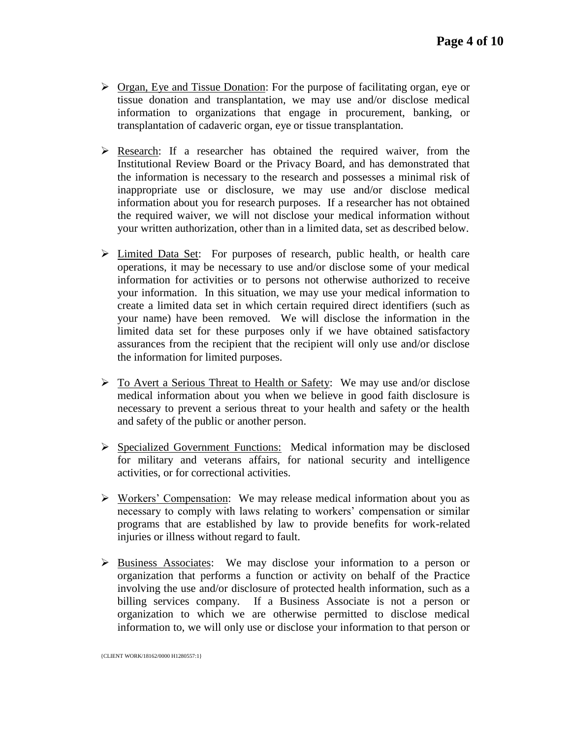- Organ, Eye and Tissue Donation: For the purpose of facilitating organ, eye or tissue donation and transplantation, we may use and/or disclose medical information to organizations that engage in procurement, banking, or transplantation of cadaveric organ, eye or tissue transplantation.

- Research: If a researcher has obtained the required waiver, from the Institutional Review Board or the Privacy Board, and has demonstrated that the information is necessary to the research and possesses a minimal risk of inappropriate use or disclosure, we may use and/or disclose medical information about you for research purposes. If a researcher has not obtained the required waiver, we will not disclose your medical information without your written authorization, other than in a limited data, set as described below.

- Limited Data Set: For purposes of research, public health, or health care operations, it may be necessary to use and/or disclose some of your medical information for activities or to persons not otherwise authorized to receive your information. In this situation, we may use your medical information to create a limited data set in which certain required direct identifiers (such as your name) have been removed. We will disclose the information in the limited data set for these purposes only if we have obtained satisfactory assurances from the recipient that the recipient will only use and/or disclose the information for limited purposes.

- To Avert a Serious Threat to Health or Safety: We may use and/or disclose medical information about you when we believe in good faith disclosure is necessary to prevent a serious threat to your health and safety or the health and safety of the public or another person.

- Specialized Government Functions: Medical information may be disclosed for military and veterans affairs, for national security and intelligence activities, or for correctional activities.

- Workers' Compensation: We may release medical information about you as necessary to comply with laws relating to workers' compensation or similar programs that are established by law to provide benefits for work-related injuries or illness without regard to fault.

- Business Associates: We may disclose your information to a person or organization that performs a function or activity on behalf of the Practice involving the use and/or disclosure of protected health information, such as a billing services company. If a Business Associate is not a person or organization to which we are otherwise permitted to disclose medical information to, we will only use or disclose your information to that person or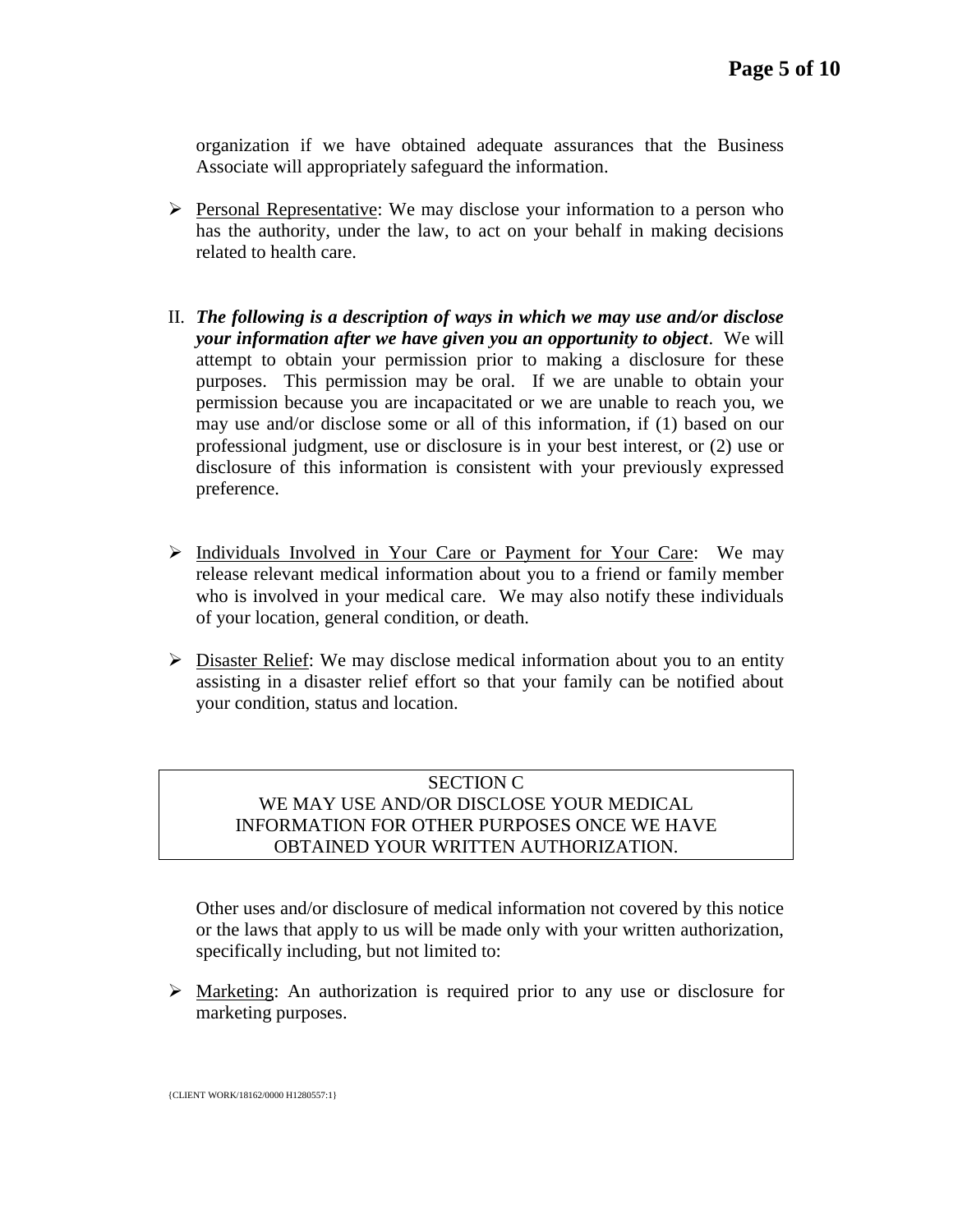organization if we have obtained adequate assurances that the Business Associate will appropriately safeguard the information.

- Personal Representative: We may disclose your information to a person who has the authority, under the law, to act on your behalf in making decisions related to health care.

II. ***The following is a description of ways in which we may use and/or disclose your information after we have given you an opportunity to object***. We will attempt to obtain your permission prior to making a disclosure for these purposes. This permission may be oral. If we are unable to obtain your permission because you are incapacitated or we are unable to reach you, we may use and/or disclose some or all of this information, if (1) based on our professional judgment, use or disclosure is in your best interest, or (2) use or disclosure of this information is consistent with your previously expressed preference.

- Individuals Involved in Your Care or Payment for Your Care: We may release relevant medical information about you to a friend or family member who is involved in your medical care. We may also notify these individuals of your location, general condition, or death.

- Disaster Relief: We may disclose medical information about you to an entity assisting in a disaster relief effort so that your family can be notified about your condition, status and location.

## SECTION C
## WE MAY USE AND/OR DISCLOSE YOUR MEDICAL INFORMATION FOR OTHER PURPOSES ONCE WE HAVE OBTAINED YOUR WRITTEN AUTHORIZATION.

Other uses and/or disclosure of medical information not covered by this notice or the laws that apply to us will be made only with your written authorization, specifically including, but not limited to:

- Marketing: An authorization is required prior to any use or disclosure for marketing purposes.

{CLIENT WORK/18162/0000 H1280557:1}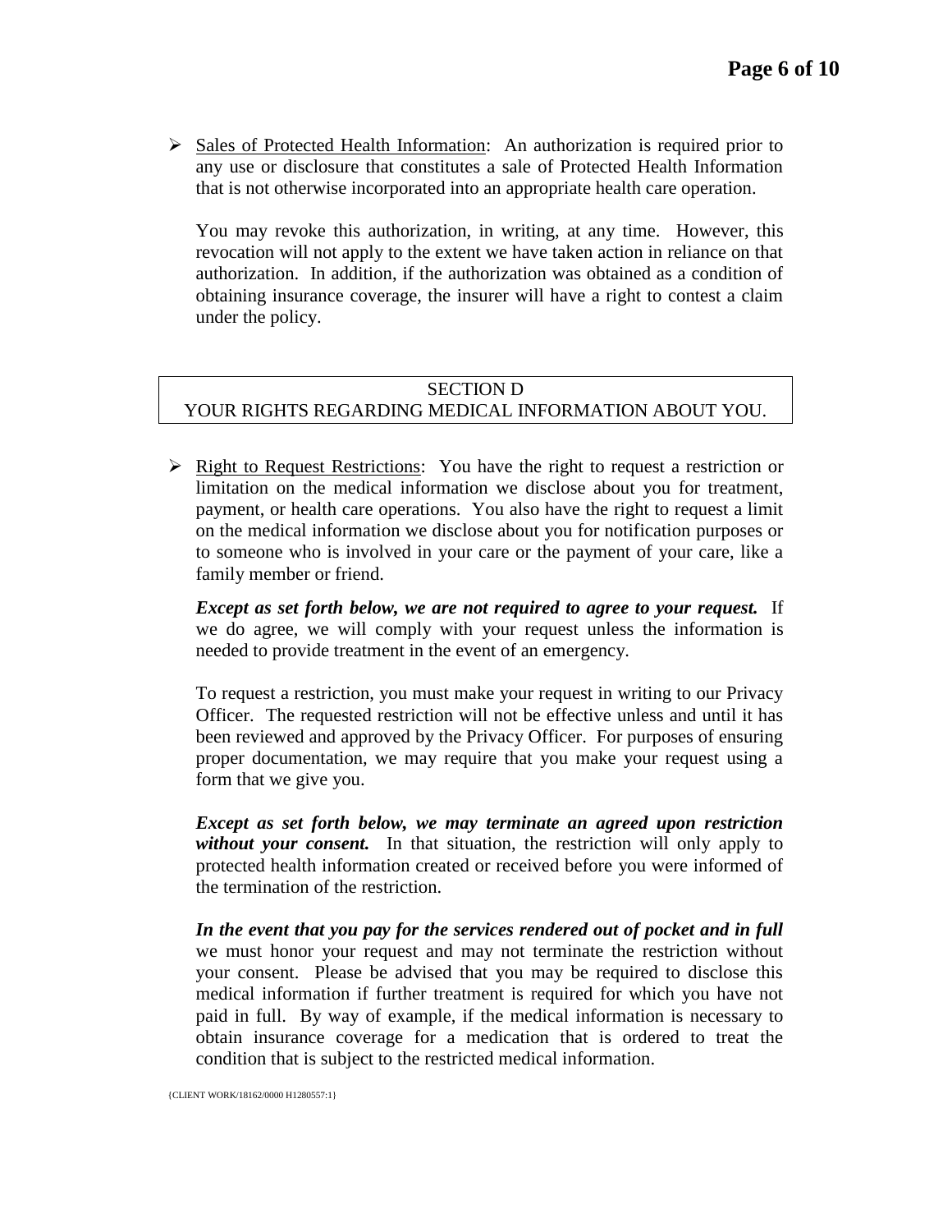- Sales of Protected Health Information: An authorization is required prior to any use or disclosure that constitutes a sale of Protected Health Information that is not otherwise incorporated into an appropriate health care operation.

  You may revoke this authorization, in writing, at any time. However, this revocation will not apply to the extent we have taken action in reliance on that authorization. In addition, if the authorization was obtained as a condition of obtaining insurance coverage, the insurer will have a right to contest a claim under the policy.

## SECTION D
## YOUR RIGHTS REGARDING MEDICAL INFORMATION ABOUT YOU.

- Right to Request Restrictions: You have the right to request a restriction or limitation on the medical information we disclose about you for treatment, payment, or health care operations. You also have the right to request a limit on the medical information we disclose about you for notification purposes or to someone who is involved in your care or the payment of your care, like a family member or friend.

  ***Except as set forth below, we are not required to agree to your request.*** If we do agree, we will comply with your request unless the information is needed to provide treatment in the event of an emergency.

  To request a restriction, you must make your request in writing to our Privacy Officer. The requested restriction will not be effective unless and until it has been reviewed and approved by the Privacy Officer. For purposes of ensuring proper documentation, we may require that you make your request using a form that we give you.

  ***Except as set forth below, we may terminate an agreed upon restriction without your consent.*** In that situation, the restriction will only apply to protected health information created or received before you were informed of the termination of the restriction.

  ***In the event that you pay for the services rendered out of pocket and in full*** we must honor your request and may not terminate the restriction without your consent. Please be advised that you may be required to disclose this medical information if further treatment is required for which you have not paid in full. By way of example, if the medical information is necessary to obtain insurance coverage for a medication that is ordered to treat the condition that is subject to the restricted medical information.

{CLIENT WORK/18162/0000 H1280557:1}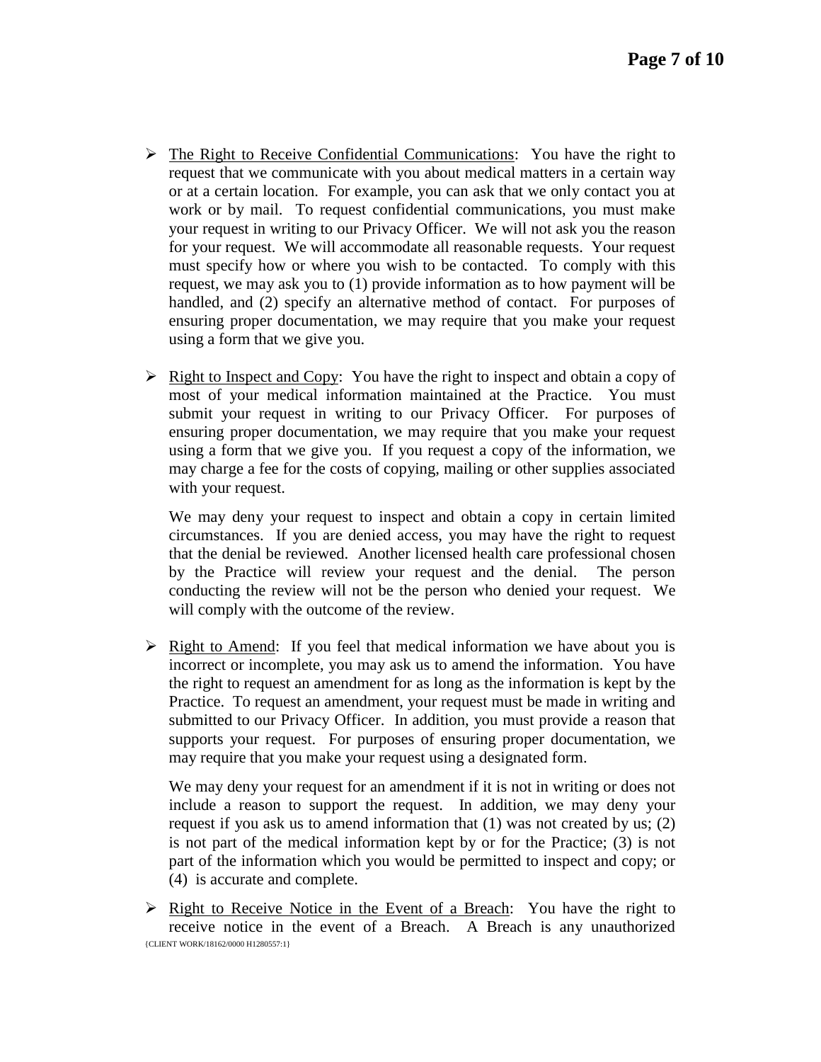- <u>The Right to Receive Confidential Communications</u>: You have the right to request that we communicate with you about medical matters in a certain way or at a certain location. For example, you can ask that we only contact you at work or by mail. To request confidential communications, you must make your request in writing to our Privacy Officer. We will not ask you the reason for your request. We will accommodate all reasonable requests. Your request must specify how or where you wish to be contacted. To comply with this request, we may ask you to (1) provide information as to how payment will be handled, and (2) specify an alternative method of contact. For purposes of ensuring proper documentation, we may require that you make your request using a form that we give you.

- <u>Right to Inspect and Copy</u>: You have the right to inspect and obtain a copy of most of your medical information maintained at the Practice. You must submit your request in writing to our Privacy Officer. For purposes of ensuring proper documentation, we may require that you make your request using a form that we give you. If you request a copy of the information, we may charge a fee for the costs of copying, mailing or other supplies associated with your request.

  We may deny your request to inspect and obtain a copy in certain limited circumstances. If you are denied access, you may have the right to request that the denial be reviewed. Another licensed health care professional chosen by the Practice will review your request and the denial. The person conducting the review will not be the person who denied your request. We will comply with the outcome of the review.

- <u>Right to Amend</u>: If you feel that medical information we have about you is incorrect or incomplete, you may ask us to amend the information. You have the right to request an amendment for as long as the information is kept by the Practice. To request an amendment, your request must be made in writing and submitted to our Privacy Officer. In addition, you must provide a reason that supports your request. For purposes of ensuring proper documentation, we may require that you make your request using a designated form.

  We may deny your request for an amendment if it is not in writing or does not include a reason to support the request. In addition, we may deny your request if you ask us to amend information that (1) was not created by us; (2) is not part of the medical information kept by or for the Practice; (3) is not part of the information which you would be permitted to inspect and copy; or (4) is accurate and complete.

- <u>Right to Receive Notice in the Event of a Breach</u>: You have the right to receive notice in the event of a Breach. A Breach is any unauthorized

{CLIENT WORK/18162/0000 H1280557:1}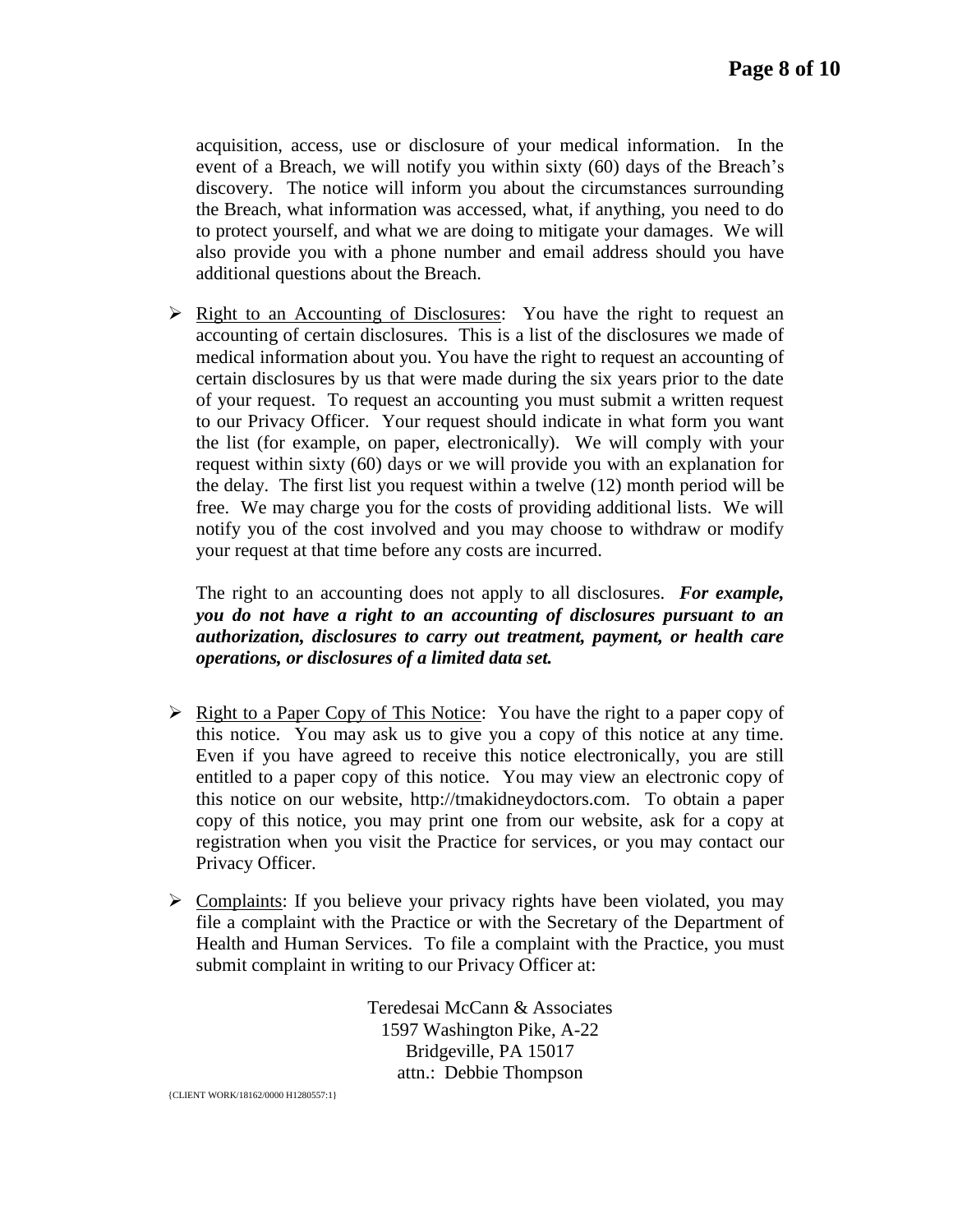acquisition, access, use or disclosure of your medical information. In the event of a Breach, we will notify you within sixty (60) days of the Breach's discovery. The notice will inform you about the circumstances surrounding the Breach, what information was accessed, what, if anything, you need to do to protect yourself, and what we are doing to mitigate your damages. We will also provide you with a phone number and email address should you have additional questions about the Breach.

- Right to an Accounting of Disclosures: You have the right to request an accounting of certain disclosures. This is a list of the disclosures we made of medical information about you. You have the right to request an accounting of certain disclosures by us that were made during the six years prior to the date of your request. To request an accounting you must submit a written request to our Privacy Officer. Your request should indicate in what form you want the list (for example, on paper, electronically). We will comply with your request within sixty (60) days or we will provide you with an explanation for the delay. The first list you request within a twelve (12) month period will be free. We may charge you for the costs of providing additional lists. We will notify you of the cost involved and you may choose to withdraw or modify your request at that time before any costs are incurred.

  The right to an accounting does not apply to all disclosures. ***For example, you do not have a right to an accounting of disclosures pursuant to an authorization, disclosures to carry out treatment, payment, or health care operations, or disclosures of a limited data set.***

- Right to a Paper Copy of This Notice: You have the right to a paper copy of this notice. You may ask us to give you a copy of this notice at any time. Even if you have agreed to receive this notice electronically, you are still entitled to a paper copy of this notice. You may view an electronic copy of this notice on our website, http://tmakidneydoctors.com. To obtain a paper copy of this notice, you may print one from our website, ask for a copy at registration when you visit the Practice for services, or you may contact our Privacy Officer.

- Complaints: If you believe your privacy rights have been violated, you may file a complaint with the Practice or with the Secretary of the Department of Health and Human Services. To file a complaint with the Practice, you must submit complaint in writing to our Privacy Officer at:

  Teredesai McCann & Associates
  1597 Washington Pike, A-22
  Bridgeville, PA 15017
  attn.: Debbie Thompson

{CLIENT WORK/18162/0000 H1280557:1}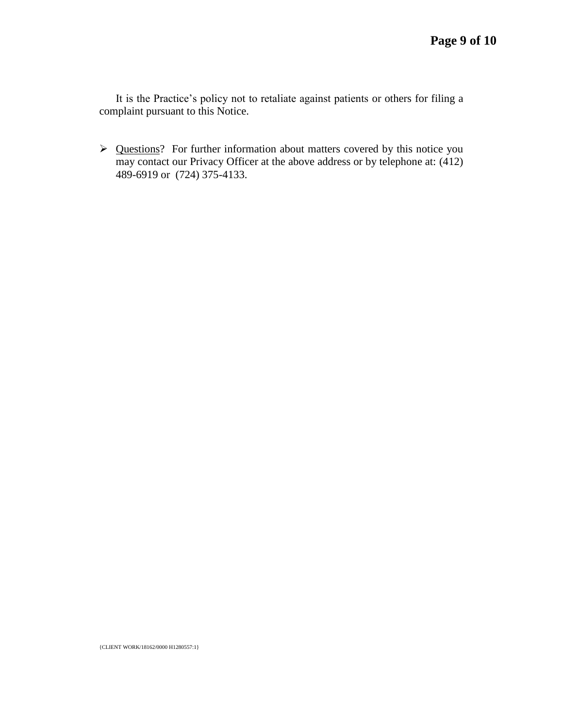It is the Practice's policy not to retaliate against patients or others for filing a complaint pursuant to this Notice.

- Questions? For further information about matters covered by this notice you may contact our Privacy Officer at the above address or by telephone at: (412) 489-6919 or (724) 375-4133.

{CLIENT WORK/18162/0000 H1280557:1}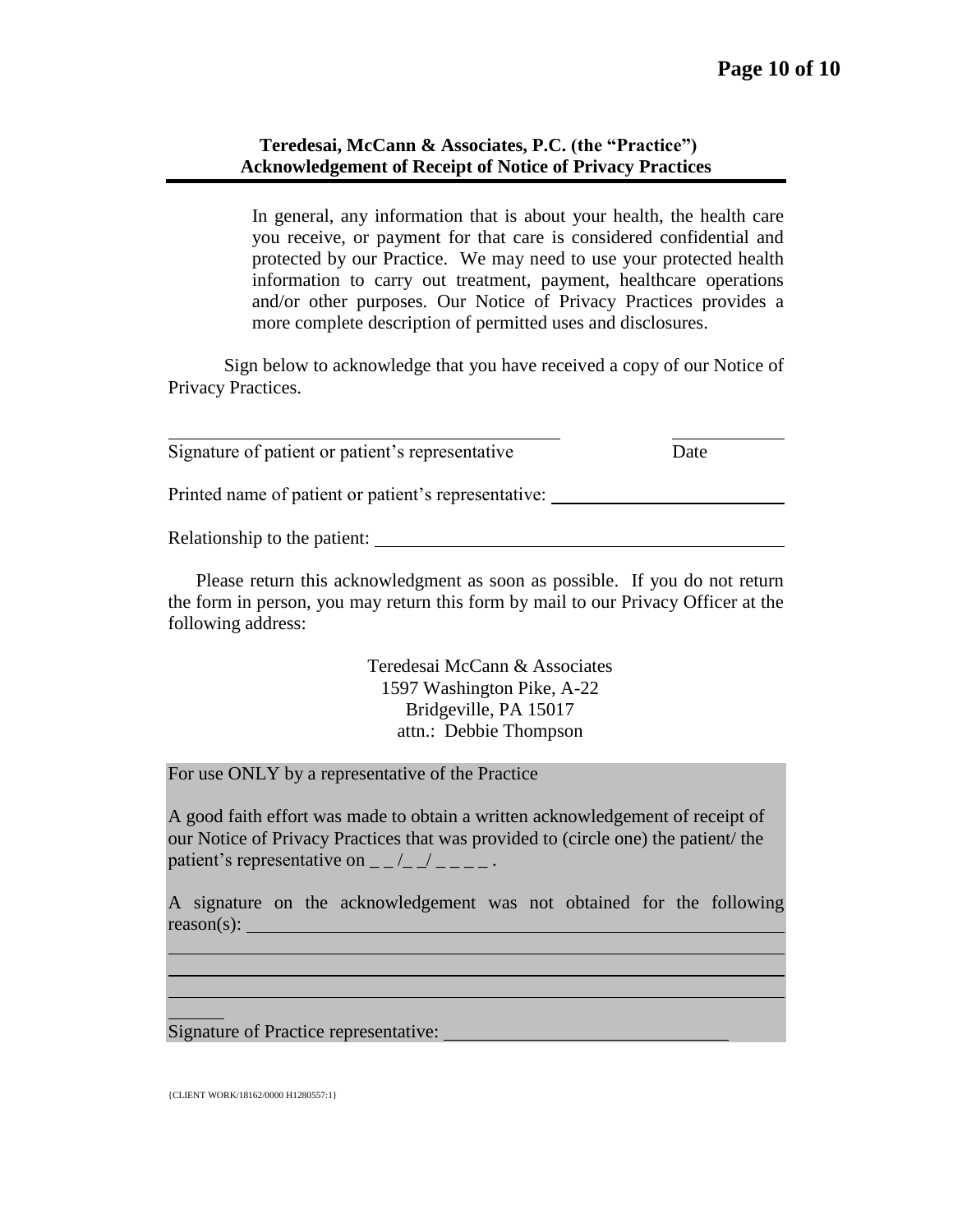**Teredesai, McCann & Associates, P.C. (the "Practice")**
**Acknowledgement of Receipt of Notice of Privacy Practices**

In general, any information that is about your health, the health care you receive, or payment for that care is considered confidential and protected by our Practice. We may need to use your protected health information to carry out treatment, payment, healthcare operations and/or other purposes. Our Notice of Privacy Practices provides a more complete description of permitted uses and disclosures.

Sign below to acknowledge that you have received a copy of our Notice of Privacy Practices.

\_\_\_\_\_\_\_\_\_\_\_\_\_\_\_\_\_\_\_\_\_\_\_\_\_\_\_\_\_\_\_\_\_\_\_\_\_\_\_\_ \_\_\_\_\_\_\_\_\_\_\_\_
Signature of patient or patient's representative Date

Printed name of patient or patient's representative: \_\_\_\_\_\_\_\_\_\_\_\_\_\_\_\_\_\_\_\_\_\_\_\_

Relationship to the patient: \_\_\_\_\_\_\_\_\_\_\_\_\_\_\_\_\_\_\_\_\_\_\_\_\_\_\_\_\_\_\_\_\_\_\_\_\_\_\_\_

Please return this acknowledgment as soon as possible. If you do not return the form in person, you may return this form by mail to our Privacy Officer at the following address:

Teredesai McCann & Associates
1597 Washington Pike, A-22
Bridgeville, PA 15017
attn.: Debbie Thompson

For use ONLY by a representative of the Practice

A good faith effort was made to obtain a written acknowledgement of receipt of our Notice of Privacy Practices that was provided to (circle one) the patient/ the patient's representative on _ _ /_ _/ _ _ _ _ .

A signature on the acknowledgement was not obtained for the following reason(s): \_\_\_\_\_\_\_\_\_\_\_\_\_\_\_\_\_\_\_\_\_\_\_\_\_\_\_\_\_\_\_\_\_\_\_\_\_\_\_\_\_\_\_\_\_\_\_\_\_\_\_\_\_\_

Signature of Practice representative: \_\_\_\_\_\_\_\_\_\_\_\_\_\_\_\_\_\_\_\_\_\_\_\_\_\_\_\_\_\_

{CLIENT WORK/18162/0000 H1280557:1}